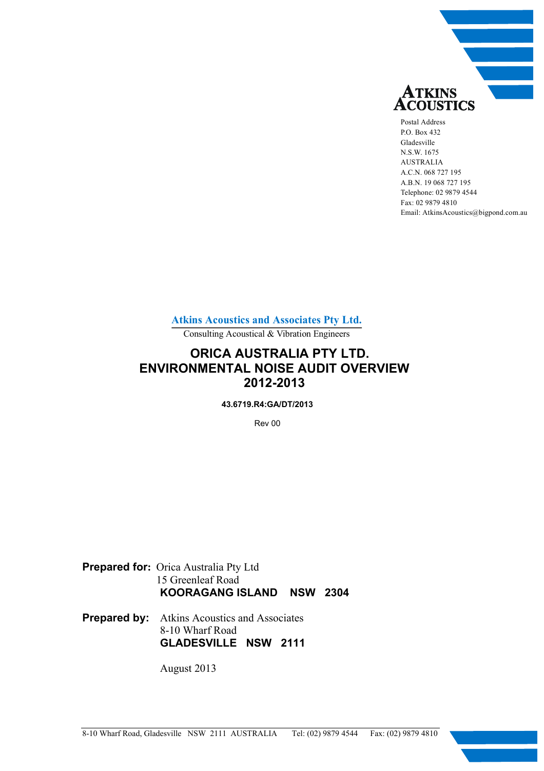ATKINS ACOUSTICS

Postal Address
P.O. Box 432
Gladesville
N.S.W. 1675
AUSTRALIA
A.C.N. 068 727 195
A.B.N. 19 068 727 195
Telephone: 02 9879 4544
Fax: 02 9879 4810
Email: AtkinsAcoustics@bigpond.com.au

**Atkins Acoustics and Associates Pty Ltd.**

Consulting Acoustical & Vibration Engineers

# ORICA AUSTRALIA PTY LTD. ENVIRONMENTAL NOISE AUDIT OVERVIEW 2012-2013

**43.6719.R4:GA/DT/2013**

Rev 00

**Prepared for:** Orica Australia Pty Ltd
15 Greenleaf Road
**KOORAGANG ISLAND NSW 2304**

**Prepared by:** Atkins Acoustics and Associates
8-10 Wharf Road
**GLADESVILLE NSW 2111**

August 2013

8-10 Wharf Road, Gladesville NSW 2111 AUSTRALIA Tel: (02) 9879 4544 Fax: (02) 9879 4810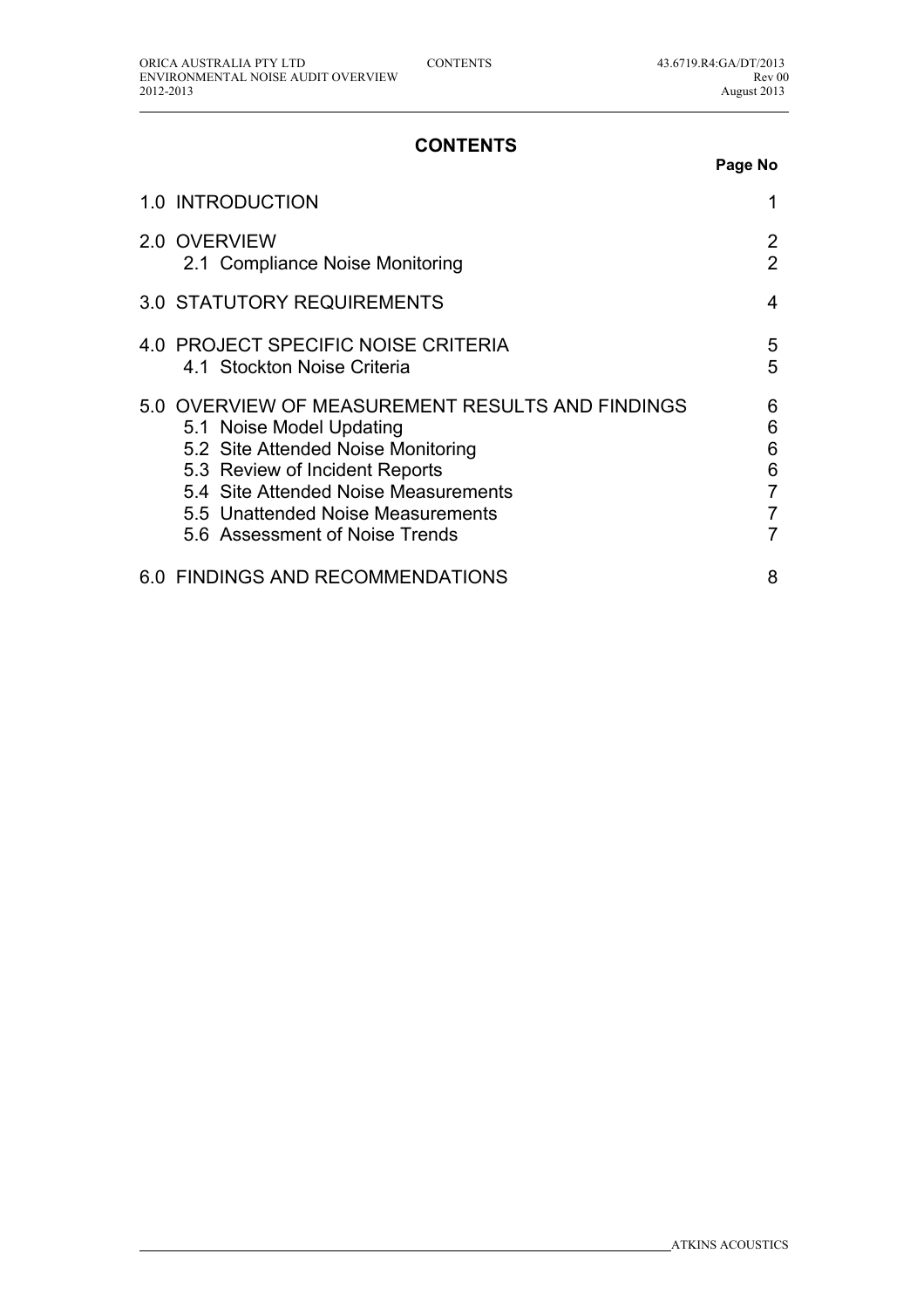# CONTENTS

| | Page No |
|---|---|
| 1.0 INTRODUCTION | 1 |
| 2.0 OVERVIEW | 2 |
| 2.1 Compliance Noise Monitoring | 2 |
| 3.0 STATUTORY REQUIREMENTS | 4 |
| 4.0 PROJECT SPECIFIC NOISE CRITERIA | 5 |
| 4.1 Stockton Noise Criteria | 5 |
| 5.0 OVERVIEW OF MEASUREMENT RESULTS AND FINDINGS | 6 |
| 5.1 Noise Model Updating | 6 |
| 5.2 Site Attended Noise Monitoring | 6 |
| 5.3 Review of Incident Reports | 6 |
| 5.4 Site Attended Noise Measurements | 7 |
| 5.5 Unattended Noise Measurements | 7 |
| 5.6 Assessment of Noise Trends | 7 |
| 6.0 FINDINGS AND RECOMMENDATIONS | 8 |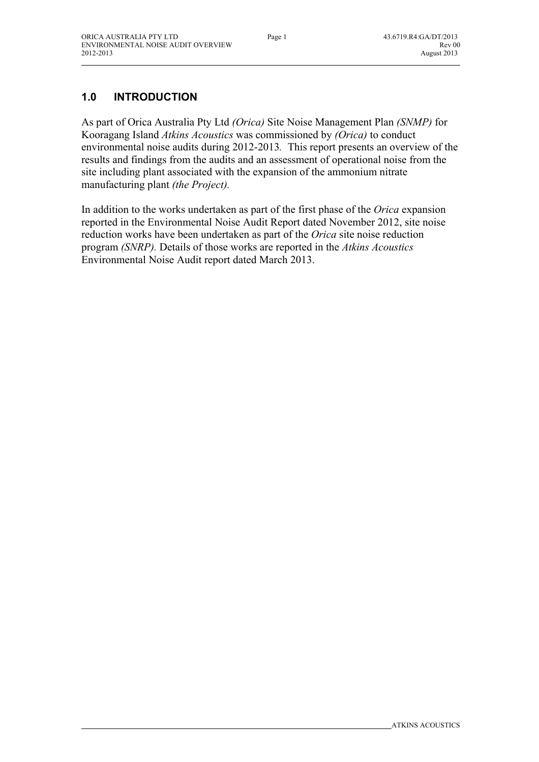## 1.0 INTRODUCTION

As part of Orica Australia Pty Ltd *(Orica)* Site Noise Management Plan *(SNMP)* for Kooragang Island *Atkins Acoustics* was commissioned by *(Orica)* to conduct environmental noise audits during 2012-2013. This report presents an overview of the results and findings from the audits and an assessment of operational noise from the site including plant associated with the expansion of the ammonium nitrate manufacturing plant *(the Project).*

In addition to the works undertaken as part of the first phase of the *Orica* expansion reported in the Environmental Noise Audit Report dated November 2012, site noise reduction works have been undertaken as part of the *Orica* site noise reduction program *(SNRP).* Details of those works are reported in the *Atkins Acoustics* Environmental Noise Audit report dated March 2013.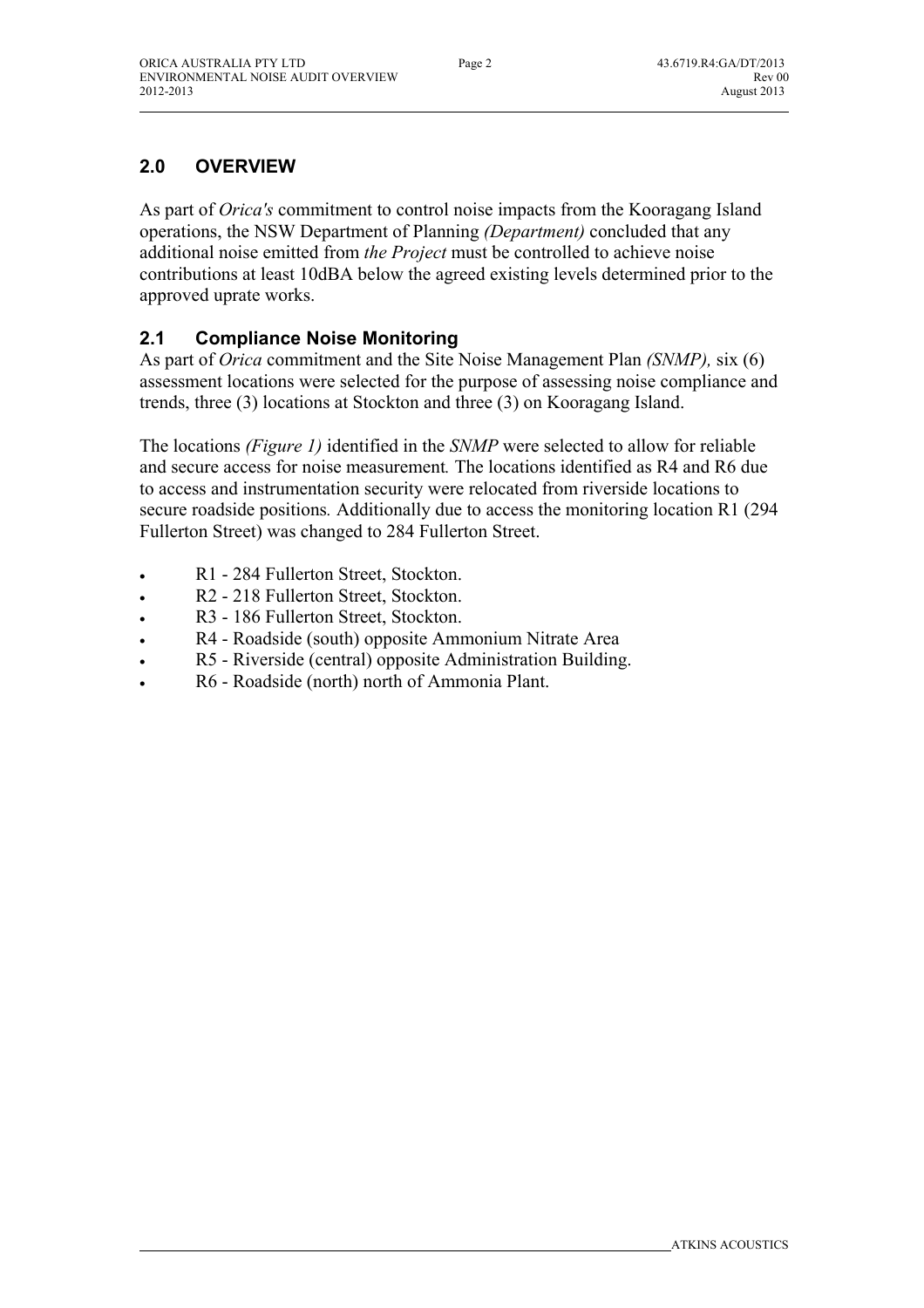## 2.0 OVERVIEW

As part of *Orica's* commitment to control noise impacts from the Kooragang Island operations, the NSW Department of Planning *(Department)* concluded that any additional noise emitted from *the Project* must be controlled to achieve noise contributions at least 10dBA below the agreed existing levels determined prior to the approved uprate works.

### 2.1 Compliance Noise Monitoring

As part of *Orica* commitment and the Site Noise Management Plan *(SNMP),* six (6) assessment locations were selected for the purpose of assessing noise compliance and trends, three (3) locations at Stockton and three (3) on Kooragang Island.

The locations *(Figure 1)* identified in the *SNMP* were selected to allow for reliable and secure access for noise measurement*.* The locations identified as R4 and R6 due to access and instrumentation security were relocated from riverside locations to secure roadside positions*.* Additionally due to access the monitoring location R1 (294 Fullerton Street) was changed to 284 Fullerton Street.

- R1 - 284 Fullerton Street, Stockton.
- R2 - 218 Fullerton Street, Stockton.
- R3 - 186 Fullerton Street, Stockton.
- R4 - Roadside (south) opposite Ammonium Nitrate Area
- R5 - Riverside (central) opposite Administration Building.
- R6 - Roadside (north) north of Ammonia Plant.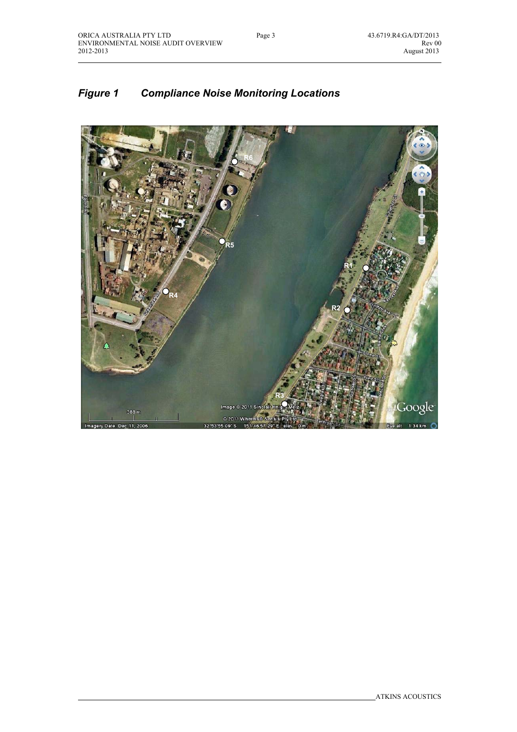## *Figure 1 Compliance Noise Monitoring Locations*

R6

R5

R4

R1

R2

R3

Heron Rd

Greenleaf Rd

Fullerton St

Sandys Ave

Griffith Ave

Barrie Cres

Stone St

Flint St

Mitchell St

Dunbar St

Gardiner St

Cardigan St

388 m

Imagery Date: Dec 11, 2006

Image © 2011 Sinclair Knight Merz

© 2011 Whereis® Sensis Pty Ltd

32°53'55.09" S 151°46'57.29" E elev 0 m

Google

Eye alt 1.34 km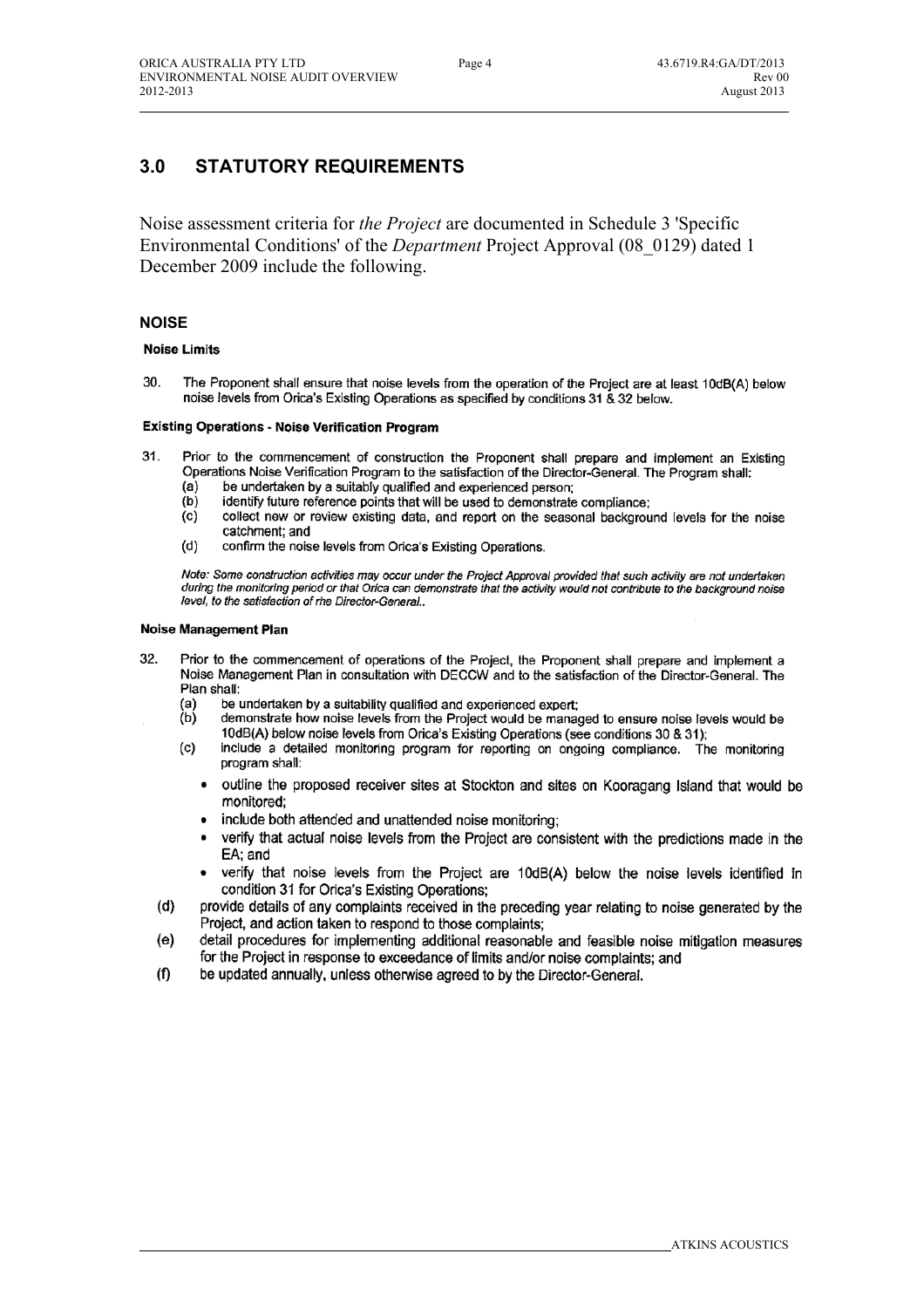## 3.0 STATUTORY REQUIREMENTS

Noise assessment criteria for *the Project* are documented in Schedule 3 'Specific Environmental Conditions' of the *Department* Project Approval (08_0129) dated 1 December 2009 include the following.

### NOISE

#### Noise Limits

30. The Proponent shall ensure that noise levels from the operation of the Project are at least 10dB(A) below noise levels from Orica's Existing Operations as specified by conditions 31 & 32 below.

#### Existing Operations - Noise Verification Program

31. Prior to the commencement of construction the Proponent shall prepare and implement an Existing Operations Noise Verification Program to the satisfaction of the Director-General. The Program shall:
    (a) be undertaken by a suitably qualified and experienced person;
    (b) identify future reference points that will be used to demonstrate compliance;
    (c) collect new or review existing data, and report on the seasonal background levels for the noise catchment; and
    (d) confirm the noise levels from Orica's Existing Operations.

*Note: Some construction activities may occur under the Project Approval provided that such activity are not undertaken during the monitoring period or that Orica can demonstrate that the activity would not contribute to the background noise level, to the satisfaction of rhe Director-General..*

#### Noise Management Plan

32. Prior to the commencement of operations of the Project, the Proponent shall prepare and implement a Noise Management Plan in consultation with DECCW and to the satisfaction of the Director-General. The Plan shall:
    (a) be undertaken by a suitability qualified and experienced expert;
    (b) demonstrate how noise levels from the Project would be managed to ensure noise levels would be 10dB(A) below noise levels from Orica's Existing Operations (see conditions 30 & 31);
    (c) include a detailed monitoring program for reporting on ongoing compliance. The monitoring program shall:
    - outline the proposed receiver sites at Stockton and sites on Kooragang Island that would be monitored;
    - include both attended and unattended noise monitoring;
    - verify that actual noise levels from the Project are consistent with the predictions made in the EA; and
    - verify that noise levels from the Project are 10dB(A) below the noise levels identified in condition 31 for Orica's Existing Operations;

    (d) provide details of any complaints received in the preceding year relating to noise generated by the Project, and action taken to respond to those complaints;
    (e) detail procedures for implementing additional reasonable and feasible noise mitigation measures for the Project in response to exceedance of limits and/or noise complaints; and
    (f) be updated annually, unless otherwise agreed to by the Director-General.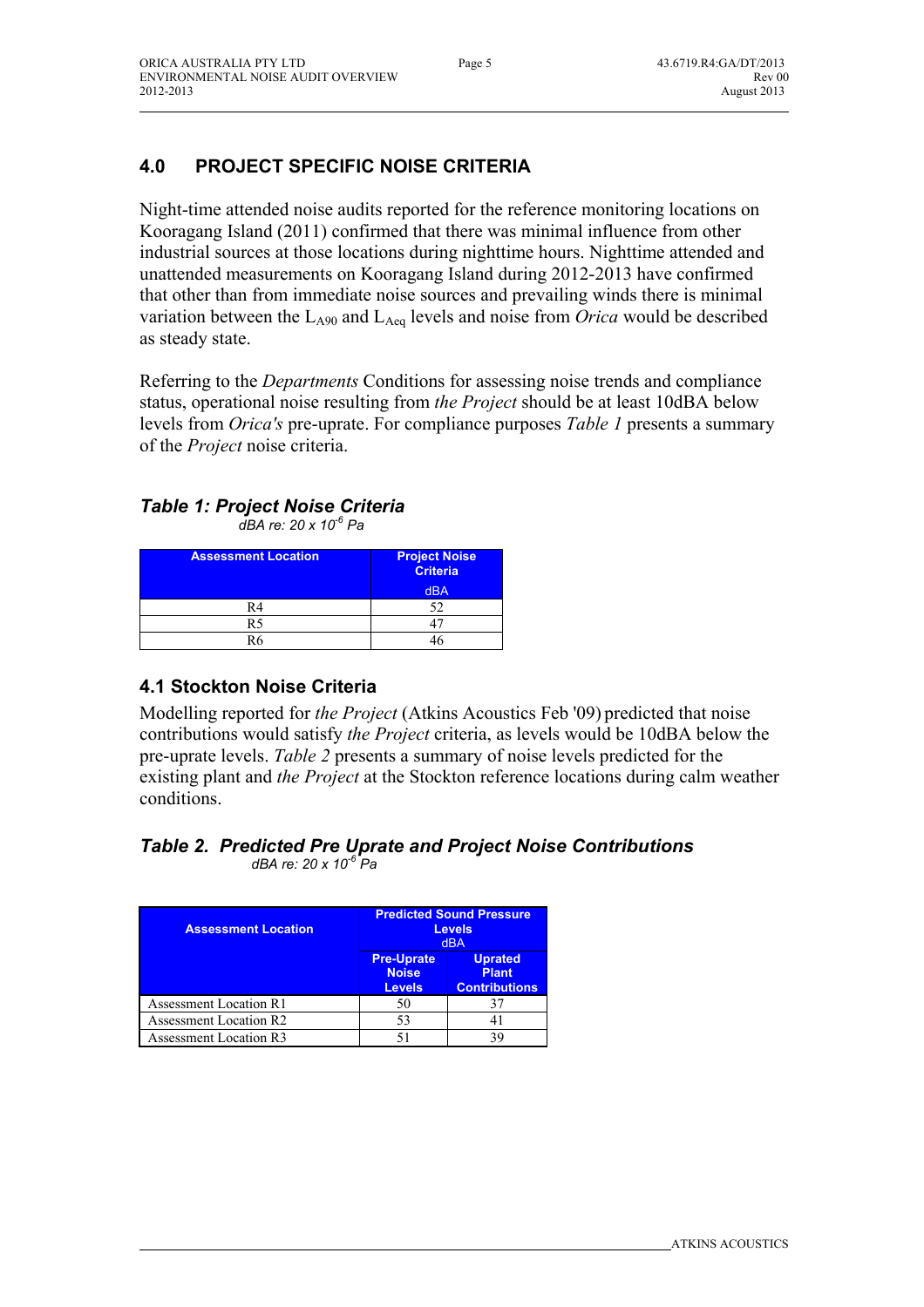## 4.0 PROJECT SPECIFIC NOISE CRITERIA

Night-time attended noise audits reported for the reference monitoring locations on Kooragang Island (2011) confirmed that there was minimal influence from other industrial sources at those locations during nighttime hours. Nighttime attended and unattended measurements on Kooragang Island during 2012-2013 have confirmed that other than from immediate noise sources and prevailing winds there is minimal variation between the $L_{A90}$ and $L_{Aeq}$ levels and noise from *Orica* would be described as steady state.

Referring to the *Departments* Conditions for assessing noise trends and compliance status, operational noise resulting from *the Project* should be at least 10dBA below levels from *Orica's* pre-uprate. For compliance purposes *Table 1* presents a summary of the *Project* noise criteria.

### *Table 1: Project Noise Criteria*

*dBA re: 20 x $10^{-6}$ Pa*

| Assessment Location | Project Noise Criteria dBA |
|---|---|
| R4 | 52 |
| R5 | 47 |
| R6 | 46 |

### 4.1 Stockton Noise Criteria

Modelling reported for *the Project* (Atkins Acoustics Feb '09) predicted that noise contributions would satisfy *the Project* criteria, as levels would be 10dBA below the pre-uprate levels. *Table 2* presents a summary of noise levels predicted for the existing plant and *the Project* at the Stockton reference locations during calm weather conditions.

### *Table 2. Predicted Pre Uprate and Project Noise Contributions*

*dBA re: 20 x $10^{-6}$ Pa*

| Assessment Location | Predicted Sound Pressure Levels dBA | |
|---|---|---|
| | Pre-Uprate Noise Levels | Uprated Plant Contributions |
| Assessment Location R1 | 50 | 37 |
| Assessment Location R2 | 53 | 41 |
| Assessment Location R3 | 51 | 39 |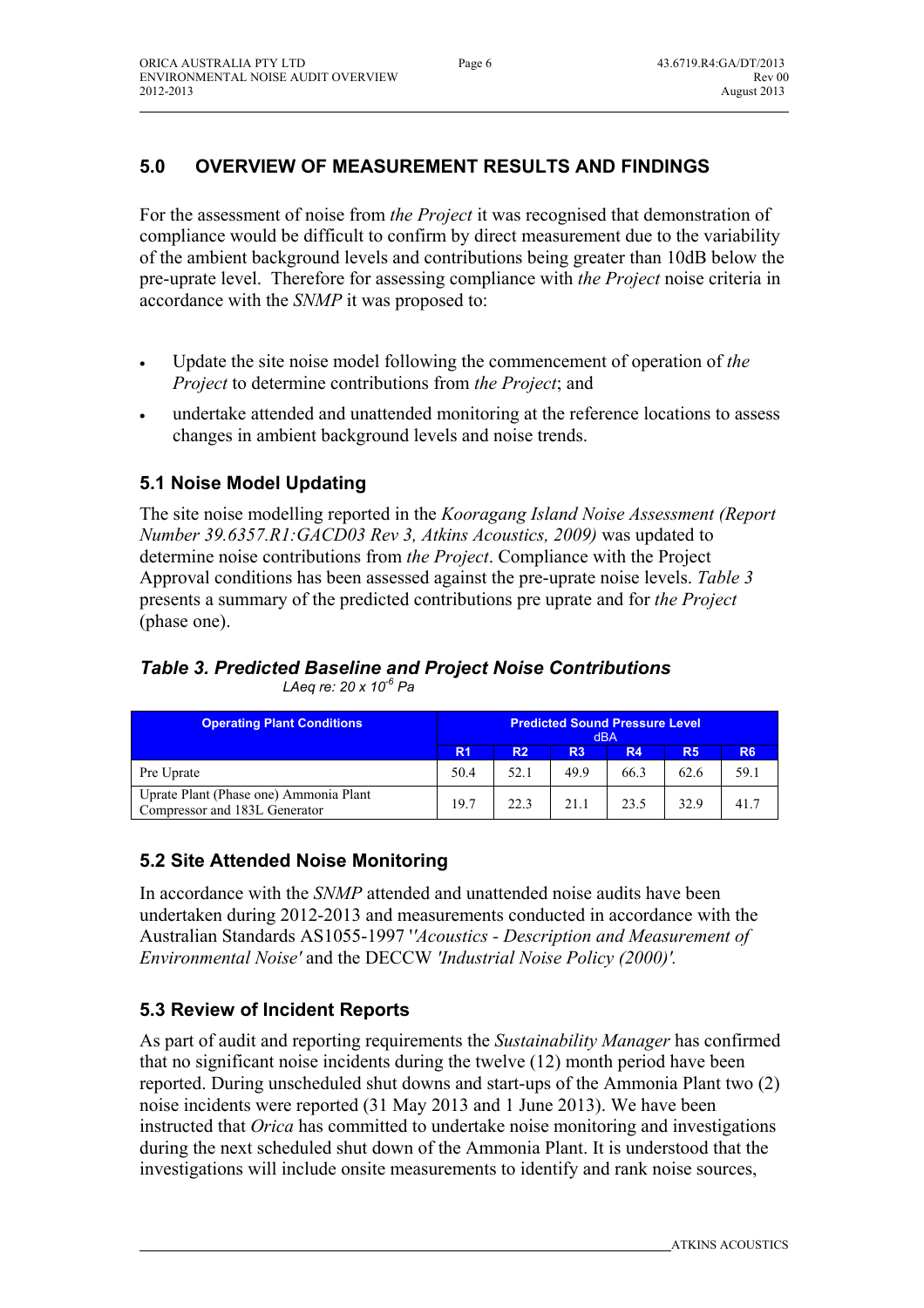## 5.0 OVERVIEW OF MEASUREMENT RESULTS AND FINDINGS

For the assessment of noise from *the Project* it was recognised that demonstration of compliance would be difficult to confirm by direct measurement due to the variability of the ambient background levels and contributions being greater than 10dB below the pre-uprate level. Therefore for assessing compliance with *the Project* noise criteria in accordance with the *SNMP* it was proposed to:

- Update the site noise model following the commencement of operation of *the Project* to determine contributions from *the Project*; and
- undertake attended and unattended monitoring at the reference locations to assess changes in ambient background levels and noise trends.

### 5.1 Noise Model Updating

The site noise modelling reported in the *Kooragang Island Noise Assessment (Report Number 39.6357.R1:GACD03 Rev 3, Atkins Acoustics, 2009)* was updated to determine noise contributions from *the Project*. Compliance with the Project Approval conditions has been assessed against the pre-uprate noise levels. *Table 3* presents a summary of the predicted contributions pre uprate and for *the Project* (phase one).

***Table 3. Predicted Baseline and Project Noise Contributions***

*LAeq re: $20 \times 10^{-6}$ Pa*

| Operating Plant Conditions | Predicted Sound Pressure Level dBA | | | | | |
|---|---|---|---|---|---|---|
| | R1 | R2 | R3 | R4 | R5 | R6 |
| Pre Uprate | 50.4 | 52.1 | 49.9 | 66.3 | 62.6 | 59.1 |
| Uprate Plant (Phase one) Ammonia Plant Compressor and 183L Generator | 19.7 | 22.3 | 21.1 | 23.5 | 32.9 | 41.7 |

### 5.2 Site Attended Noise Monitoring

In accordance with the *SNMP* attended and unattended noise audits have been undertaken during 2012-2013 and measurements conducted in accordance with the Australian Standards AS1055-1997 '*'Acoustics - Description and Measurement of Environmental Noise'* and the DECCW *'Industrial Noise Policy (2000)'.*

### 5.3 Review of Incident Reports

As part of audit and reporting requirements the *Sustainability Manager* has confirmed that no significant noise incidents during the twelve (12) month period have been reported. During unscheduled shut downs and start-ups of the Ammonia Plant two (2) noise incidents were reported (31 May 2013 and 1 June 2013). We have been instructed that *Orica* has committed to undertake noise monitoring and investigations during the next scheduled shut down of the Ammonia Plant. It is understood that the investigations will include onsite measurements to identify and rank noise sources,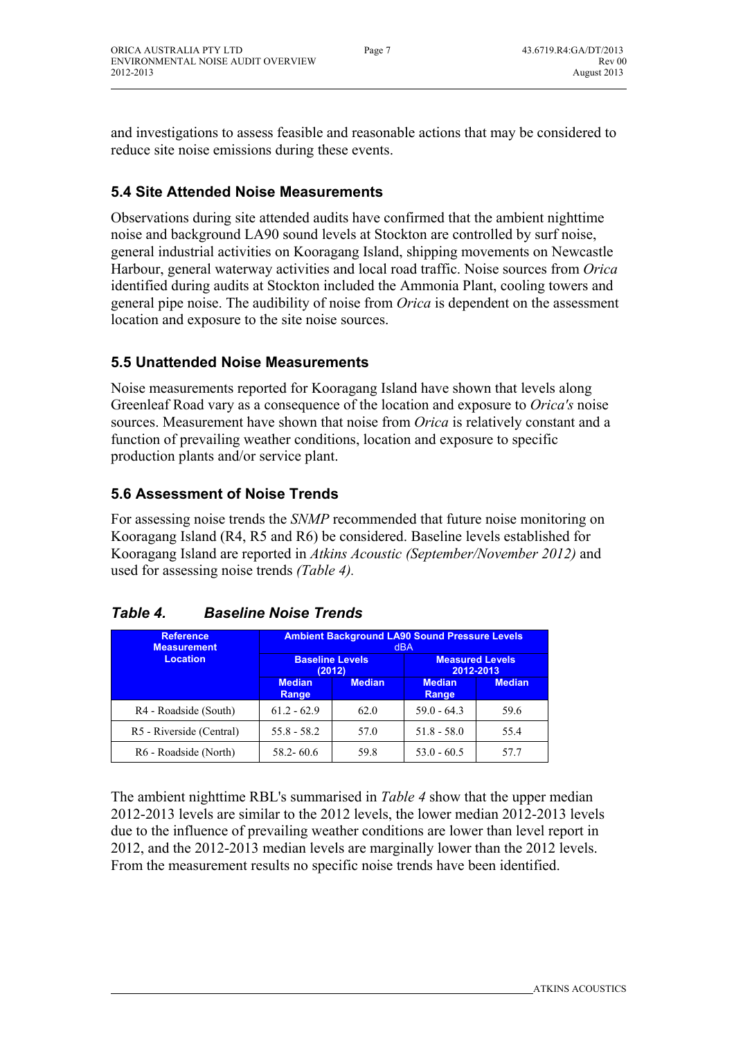and investigations to assess feasible and reasonable actions that may be considered to reduce site noise emissions during these events.

### 5.4 Site Attended Noise Measurements

Observations during site attended audits have confirmed that the ambient nighttime noise and background LA90 sound levels at Stockton are controlled by surf noise, general industrial activities on Kooragang Island, shipping movements on Newcastle Harbour, general waterway activities and local road traffic. Noise sources from *Orica* identified during audits at Stockton included the Ammonia Plant, cooling towers and general pipe noise. The audibility of noise from *Orica* is dependent on the assessment location and exposure to the site noise sources.

### 5.5 Unattended Noise Measurements

Noise measurements reported for Kooragang Island have shown that levels along Greenleaf Road vary as a consequence of the location and exposure to *Orica's* noise sources. Measurement have shown that noise from *Orica* is relatively constant and a function of prevailing weather conditions, location and exposure to specific production plants and/or service plant.

### 5.6 Assessment of Noise Trends

For assessing noise trends the *SNMP* recommended that future noise monitoring on Kooragang Island (R4, R5 and R6) be considered. Baseline levels established for Kooragang Island are reported in *Atkins Acoustic (September/November 2012)* and used for assessing noise trends *(Table 4).*

***Table 4. Baseline Noise Trends***

| Reference Measurement Location | Ambient Background LA90 Sound Pressure Levels dBA | | | |
|---|---|---|---|---|
| | Baseline Levels (2012) | | Measured Levels 2012-2013 | |
| | Median Range | Median | Median Range | Median |
| R4 - Roadside (South) | 61.2 - 62.9 | 62.0 | 59.0 - 64.3 | 59.6 |
| R5 - Riverside (Central) | 55.8 - 58.2 | 57.0 | 51.8 - 58.0 | 55.4 |
| R6 - Roadside (North) | 58.2- 60.6 | 59.8 | 53.0 - 60.5 | 57.7 |

The ambient nighttime RBL's summarised in *Table 4* show that the upper median 2012-2013 levels are similar to the 2012 levels, the lower median 2012-2013 levels due to the influence of prevailing weather conditions are lower than level report in 2012, and the 2012-2013 median levels are marginally lower than the 2012 levels. From the measurement results no specific noise trends have been identified.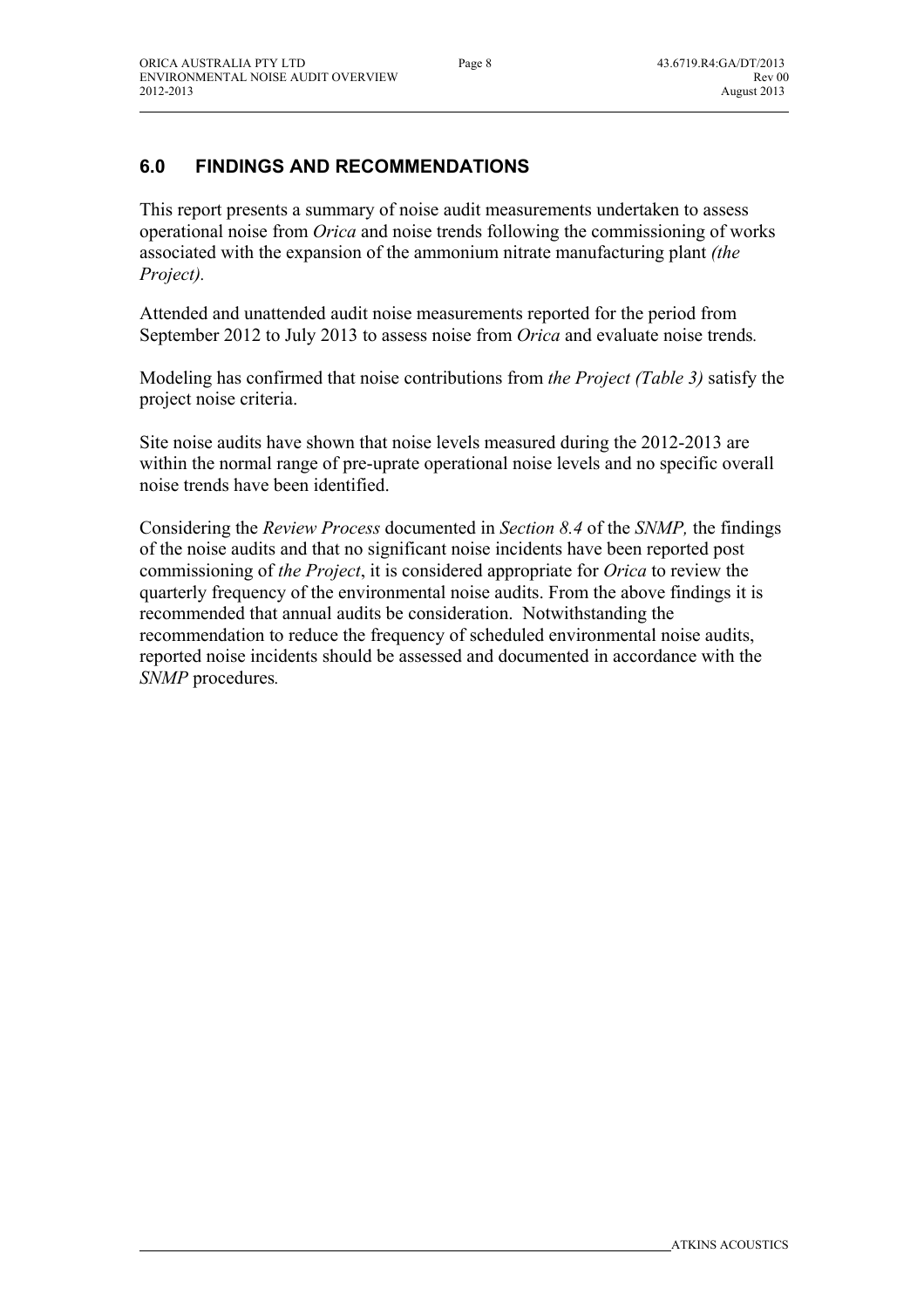## 6.0 FINDINGS AND RECOMMENDATIONS

This report presents a summary of noise audit measurements undertaken to assess operational noise from *Orica* and noise trends following the commissioning of works associated with the expansion of the ammonium nitrate manufacturing plant *(the Project).*

Attended and unattended audit noise measurements reported for the period from September 2012 to July 2013 to assess noise from *Orica* and evaluate noise trends*.*

Modeling has confirmed that noise contributions from *the Project (Table 3)* satisfy the project noise criteria.

Site noise audits have shown that noise levels measured during the 2012-2013 are within the normal range of pre-uprate operational noise levels and no specific overall noise trends have been identified.

Considering the *Review Process* documented in *Section 8.4* of the *SNMP,* the findings of the noise audits and that no significant noise incidents have been reported post commissioning of *the Project*, it is considered appropriate for *Orica* to review the quarterly frequency of the environmental noise audits. From the above findings it is recommended that annual audits be consideration. Notwithstanding the recommendation to reduce the frequency of scheduled environmental noise audits, reported noise incidents should be assessed and documented in accordance with the *SNMP* procedures*.*